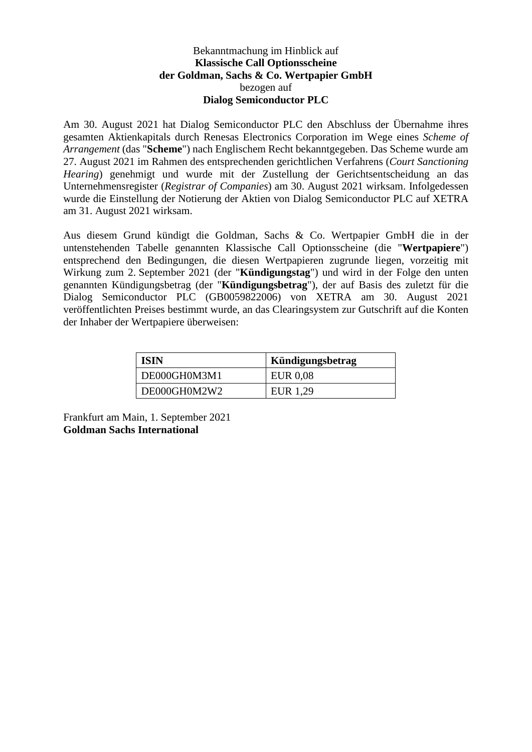Bekanntmachung im Hinblick auf
**Klassische Call Optionsscheine**
**der Goldman, Sachs & Co. Wertpapier GmbH**
bezogen auf
**Dialog Semiconductor PLC**

Am 30. August 2021 hat Dialog Semiconductor PLC den Abschluss der Übernahme ihres gesamten Aktienkapitals durch Renesas Electronics Corporation im Wege eines *Scheme of Arrangement* (das "**Scheme**") nach Englischem Recht bekanntgegeben. Das Scheme wurde am 27. August 2021 im Rahmen des entsprechenden gerichtlichen Verfahrens (*Court Sanctioning Hearing*) genehmigt und wurde mit der Zustellung der Gerichtsentscheidung an das Unternehmensregister (*Registrar of Companies*) am 30. August 2021 wirksam. Infolgedessen wurde die Einstellung der Notierung der Aktien von Dialog Semiconductor PLC auf XETRA am 31. August 2021 wirksam.

Aus diesem Grund kündigt die Goldman, Sachs & Co. Wertpapier GmbH die in der untenstehenden Tabelle genannten Klassische Call Optionsscheine (die "**Wertpapiere**") entsprechend den Bedingungen, die diesen Wertpapieren zugrunde liegen, vorzeitig mit Wirkung zum 2. September 2021 (der "**Kündigungstag**") und wird in der Folge den unten genannten Kündigungsbetrag (der "**Kündigungsbetrag**"), der auf Basis des zuletzt für die Dialog Semiconductor PLC (GB0059822006) von XETRA am 30. August 2021 veröffentlichten Preises bestimmt wurde, an das Clearingsystem zur Gutschrift auf die Konten der Inhaber der Wertpapiere überweisen:

| **ISIN** | **Kündigungsbetrag** |
|---|---|
| DE000GH0M3M1 | EUR 0,08 |
| DE000GH0M2W2 | EUR 1,29 |

Frankfurt am Main, 1. September 2021
**Goldman Sachs International**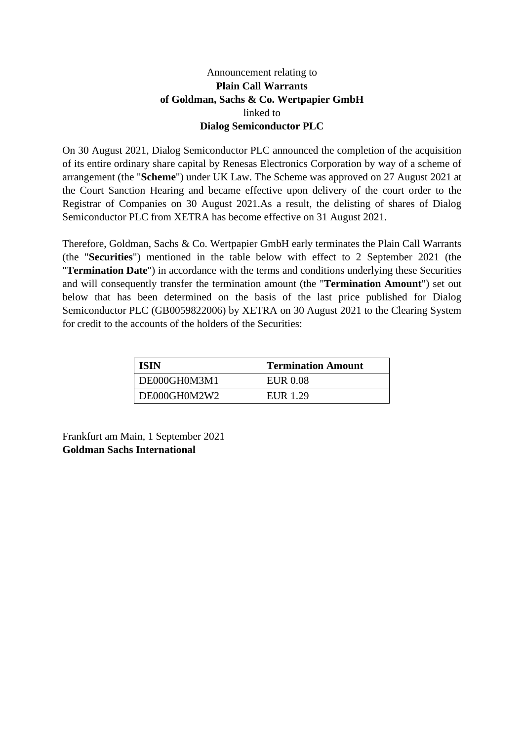Announcement relating to
**Plain Call Warrants**
**of Goldman, Sachs & Co. Wertpapier GmbH**
linked to
**Dialog Semiconductor PLC**

On 30 August 2021, Dialog Semiconductor PLC announced the completion of the acquisition of its entire ordinary share capital by Renesas Electronics Corporation by way of a scheme of arrangement (the "**Scheme**") under UK Law. The Scheme was approved on 27 August 2021 at the Court Sanction Hearing and became effective upon delivery of the court order to the Registrar of Companies on 30 August 2021.As a result, the delisting of shares of Dialog Semiconductor PLC from XETRA has become effective on 31 August 2021.

Therefore, Goldman, Sachs & Co. Wertpapier GmbH early terminates the Plain Call Warrants (the "**Securities**") mentioned in the table below with effect to 2 September 2021 (the "**Termination Date**") in accordance with the terms and conditions underlying these Securities and will consequently transfer the termination amount (the "**Termination Amount**") set out below that has been determined on the basis of the last price published for Dialog Semiconductor PLC (GB0059822006) by XETRA on 30 August 2021 to the Clearing System for credit to the accounts of the holders of the Securities:

| **ISIN** | **Termination Amount** |
|---|---|
| DE000GH0M3M1 | EUR 0.08 |
| DE000GH0M2W2 | EUR 1.29 |

Frankfurt am Main, 1 September 2021
**Goldman Sachs International**